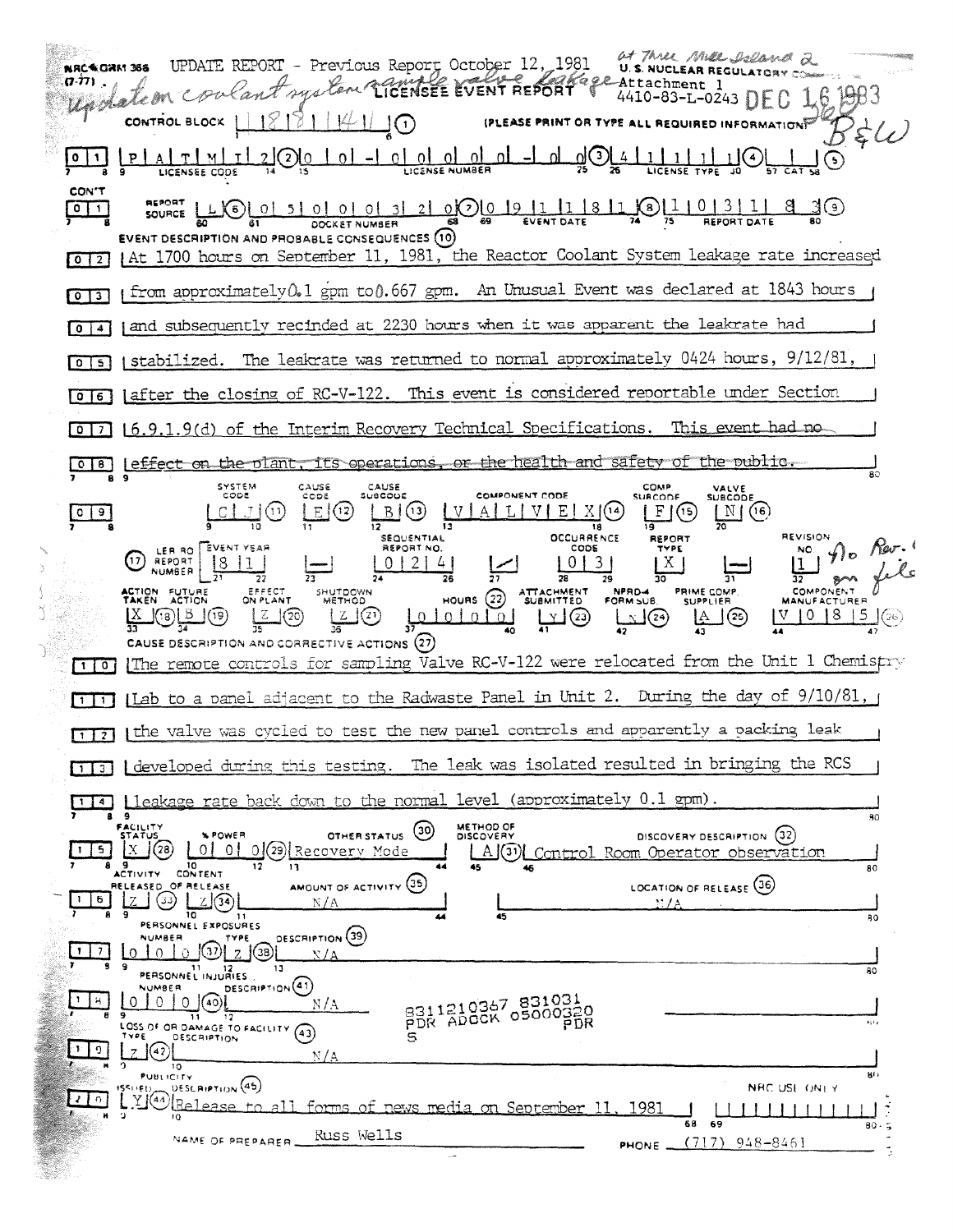NRC FORM 366 (7-77)

UPDATE REPORT - Previous Report October 12, 1981

*at Three Mile Island 2*

*Update on coolant system sample valve leakage*

U.S. NUCLEAR REGULATORY COMMISSION

# LICENSEE EVENT REPORT

Attachment 1
4410-83-L-0243

DEC 16 1983

*B&W*

CONTROL BLOCK: | | 1 8 8 1 | 4 | | (1) (PLEASE PRINT OR TYPE ALL REQUIRED INFORMATION)

01 | P A T M I 2 (2) | 0 0 - 0 0 0 0 0 - 0 0 (3) | 4 1 1 1 1 (4) | | (5)
LICENSEE CODE | LICENSE NUMBER | LICENSE TYPE | CAT

CON'T 01 | REPORT SOURCE L (6) | 0 5 0 0 0 3 2 0 (7) | 0 9 1 1 8 1 (8) | 1 0 3 1 8 3 (9)
DOCKET NUMBER | EVENT DATE | REPORT DATE

EVENT DESCRIPTION AND PROBABLE CONSEQUENCES (10)

02 At 1700 hours on September 11, 1981, the Reactor Coolant System leakage rate increased
03 from approximately 0.1 gpm to 0.667 gpm. An Unusual Event was declared at 1843 hours
04 and subsequently recinded at 2230 hours when it was apparent the leakrate had
05 stabilized. The leakrate was returned to normal approximately 0424 hours, 9/12/81,
06 after the closing of RC-V-122. This event is considered reportable under Section
07 6.9.1.9(d) of the Interim Recovery Technical Specifications. ~~This event had no~~
08 ~~effect on the plant, its operations, or the health and safety of the public.~~

| | SYSTEM CODE | CAUSE CODE | CAUSE SUBCODE | COMPONENT CODE | COMP SUBCODE | VALVE SUBCODE |
|---|---|---|---|---|---|---|
| 09 | C J (11) | E (12) | B (13) | V A L V E X (14) | F (15) | N (16) |

| (17) LER/RO REPORT NUMBER | EVENT YEAR | | SEQUENTIAL REPORT NO. | | OCCURRENCE CODE | REPORT TYPE | | REVISION NO. |
|---|---|---|---|---|---|---|---|---|
| | 8 1 | — | 0 2 4 | / | 0 3 | X | — | 1 |

*No Rev. 0 on file*

| ACTION TAKEN | FUTURE ACTION | EFFECT ON PLANT | SHUTDOWN METHOD | HOURS (22) | ATTACHMENT SUBMITTED | NPRD-4 FORM SUB. | PRIME COMP. SUPPLIER | COMPONENT MANUFACTURER |
|---|---|---|---|---|---|---|---|---|
| X (18) | B (19) | Z (20) | Z (21) | 0 0 0 0 | Y (23) | N (24) | A (25) | V 0 8 5 (26) |

CAUSE DESCRIPTION AND CORRECTIVE ACTIONS (27)

10 The remote controls for sampling Valve RC-V-122 were relocated from the Unit 1 Chemistry
11 Lab to a panel adjacent to the Radwaste Panel in Unit 2. During the day of 9/10/81,
12 the valve was cycled to test the new panel controls and apparently a packing leak
13 developed during this testing. The leak was isolated resulted in bringing the RCS
14 leakage rate back down to the normal level (approximately 0.1 gpm).

| | FACILITY STATUS | % POWER | OTHER STATUS (30) | METHOD OF DISCOVERY | DISCOVERY DESCRIPTION (32) |
|---|---|---|---|---|---|
| 15 | X (28) | 0 0 0 (29) | Recovery Mode | A (31) | Control Room Operator observation |

| | ACTIVITY RELEASED | CONTENT OF RELEASE | AMOUNT OF ACTIVITY (35) | LOCATION OF RELEASE (36) |
|---|---|---|---|---|
| 16 | Z (33) | Z (34) | N/A | N/A |

PERSONNEL EXPOSURES

| | NUMBER | TYPE | DESCRIPTION (39) |
|---|---|---|---|
| 17 | 0 0 0 (37) | Z (38) | N/A |

PERSONNEL INJURIES

| | NUMBER | DESCRIPTION (41) |
|---|---|---|
| 18 | 0 0 0 (40) | N/A |

8311210367 831031
PDR ADOCK 05000320
S PDR

LOSS OF OR DAMAGE TO FACILITY (43)

| | TYPE | DESCRIPTION |
|---|---|---|
| 19 | Z (42) | N/A |

PUBLICITY

| | ISSUED | DESCRIPTION (45) |
|---|---|---|
| 20 | Y (44) | Release to all forms of news media on September 11, 1981 |

NRC USE ONLY

NAME OF PREPARER: Russ Wells

PHONE: (717) 948-8461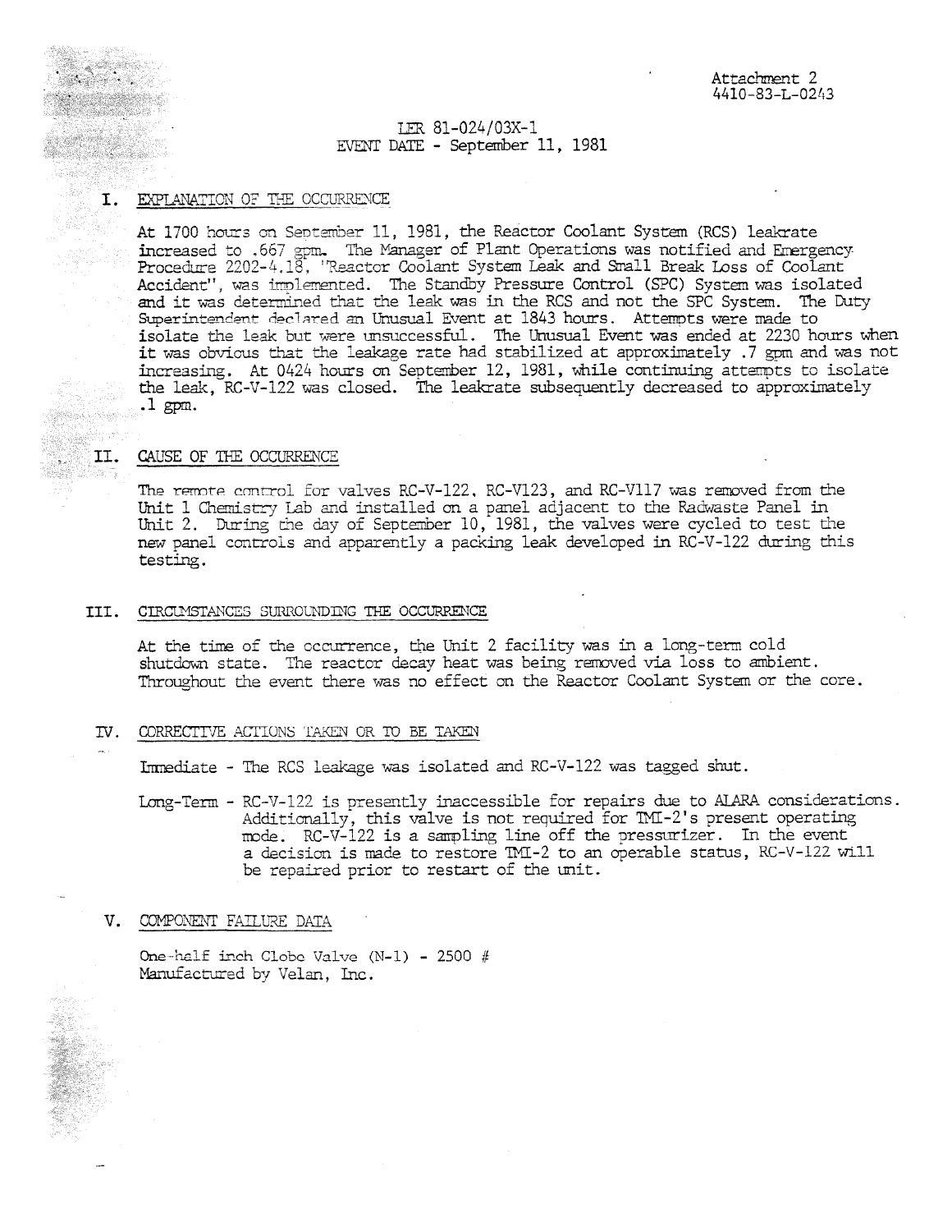Attachment 2
4410-83-L-0243

LER 81-024/03X-1
EVENT DATE - September 11, 1981

## I. EXPLANATION OF THE OCCURRENCE

At 1700 hours on September 11, 1981, the Reactor Coolant System (RCS) leakrate increased to .667 gpm. The Manager of Plant Operations was notified and Emergency Procedure 2202-4.18, "Reactor Coolant System Leak and Small Break Loss of Coolant Accident", was implemented. The Standby Pressure Control (SPC) System was isolated and it was determined that the leak was in the RCS and not the SPC System. The Duty Superintendent declared an Unusual Event at 1843 hours. Attempts were made to isolate the leak but were unsuccessful. The Unusual Event was ended at 2230 hours when it was obvious that the leakage rate had stabilized at approximately .7 gpm and was not increasing. At 0424 hours on September 12, 1981, while continuing attempts to isolate the leak, RC-V-122 was closed. The leakrate subsequently decreased to approximately .1 gpm.

## II. CAUSE OF THE OCCURRENCE

The remote control for valves RC-V-122, RC-V123, and RC-V117 was removed from the Unit 1 Chemistry Lab and installed on a panel adjacent to the Radwaste Panel in Unit 2. During the day of September 10, 1981, the valves were cycled to test the new panel controls and apparently a packing leak developed in RC-V-122 during this testing.

## III. CIRCUMSTANCES SURROUNDING THE OCCURRENCE

At the time of the occurrence, the Unit 2 facility was in a long-term cold shutdown state. The reactor decay heat was being removed via loss to ambient. Throughout the event there was no effect on the Reactor Coolant System or the core.

## IV. CORRECTIVE ACTIONS TAKEN OR TO BE TAKEN

Immediate - The RCS leakage was isolated and RC-V-122 was tagged shut.

Long-Term - RC-V-122 is presently inaccessible for repairs due to ALARA considerations. Additionally, this valve is not required for TMI-2's present operating mode. RC-V-122 is a sampling line off the pressurizer. In the event a decision is made to restore TMI-2 to an operable status, RC-V-122 will be repaired prior to restart of the unit.

## V. COMPONENT FAILURE DATA

One-half inch Globe Valve (N-1) - 2500 #
Manufactured by Velan, Inc.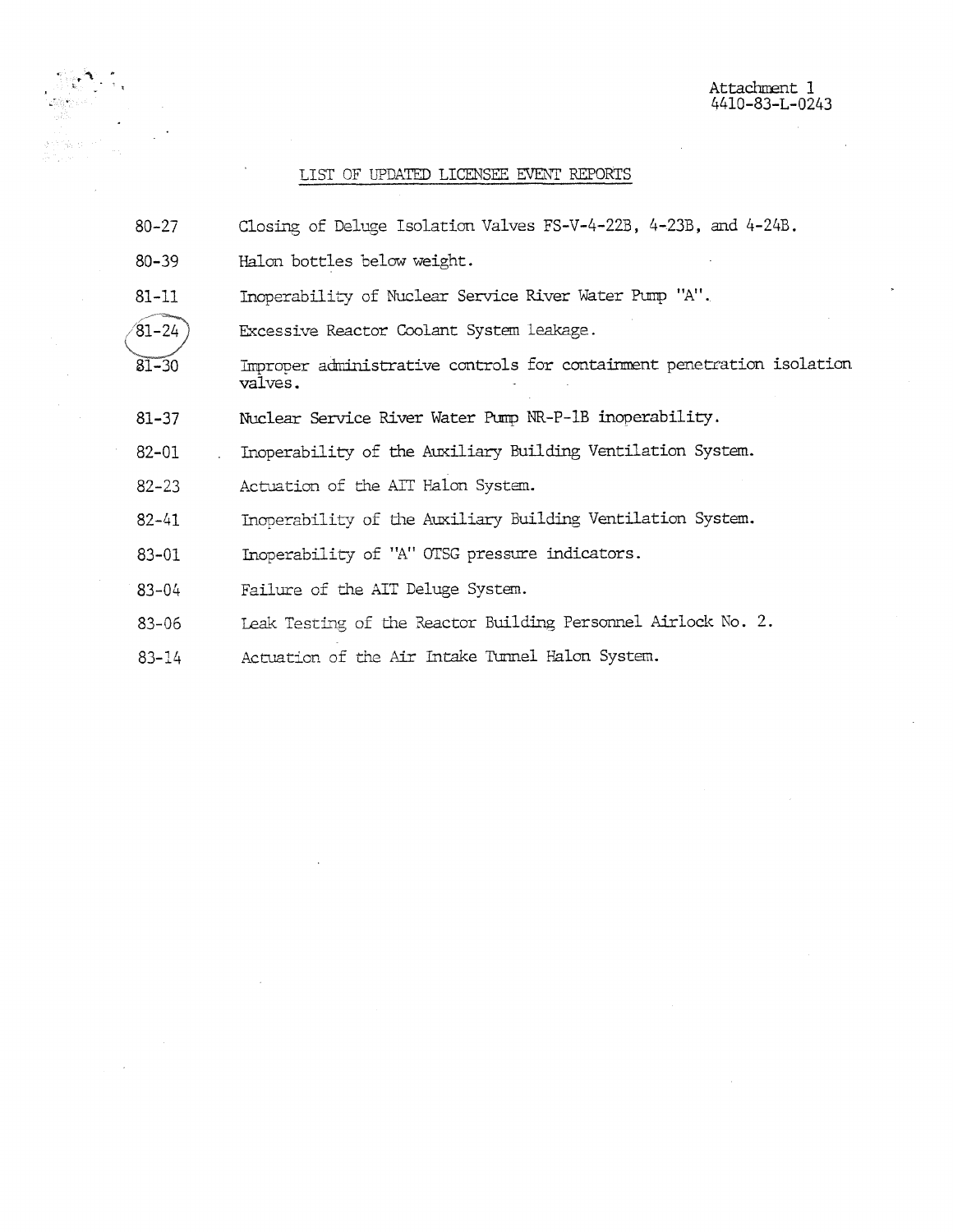Attachment 1
4410-83-L-0243

## LIST OF UPDATED LICENSEE EVENT REPORTS

| | |
|---|---|
| 80-27 | Closing of Deluge Isolation Valves FS-V-4-22B, 4-23B, and 4-24B. |
| 80-39 | Halon bottles below weight. |
| 81-11 | Inoperability of Nuclear Service River Water Pump "A". |
| 81-24 | Excessive Reactor Coolant System leakage. |
| 81-30 | Improper administrative controls for containment penetration isolation valves. |
| 81-37 | Nuclear Service River Water Pump NR-P-1B inoperability. |
| 82-01 | Inoperability of the Auxiliary Building Ventilation System. |
| 82-23 | Actuation of the AIT Halon System. |
| 82-41 | Inoperability of the Auxiliary Building Ventilation System. |
| 83-01 | Inoperability of "A" OTSG pressure indicators. |
| 83-04 | Failure of the AIT Deluge System. |
| 83-06 | Leak Testing of the Reactor Building Personnel Airlock No. 2. |
| 83-14 | Actuation of the Air Intake Tunnel Halon System. |